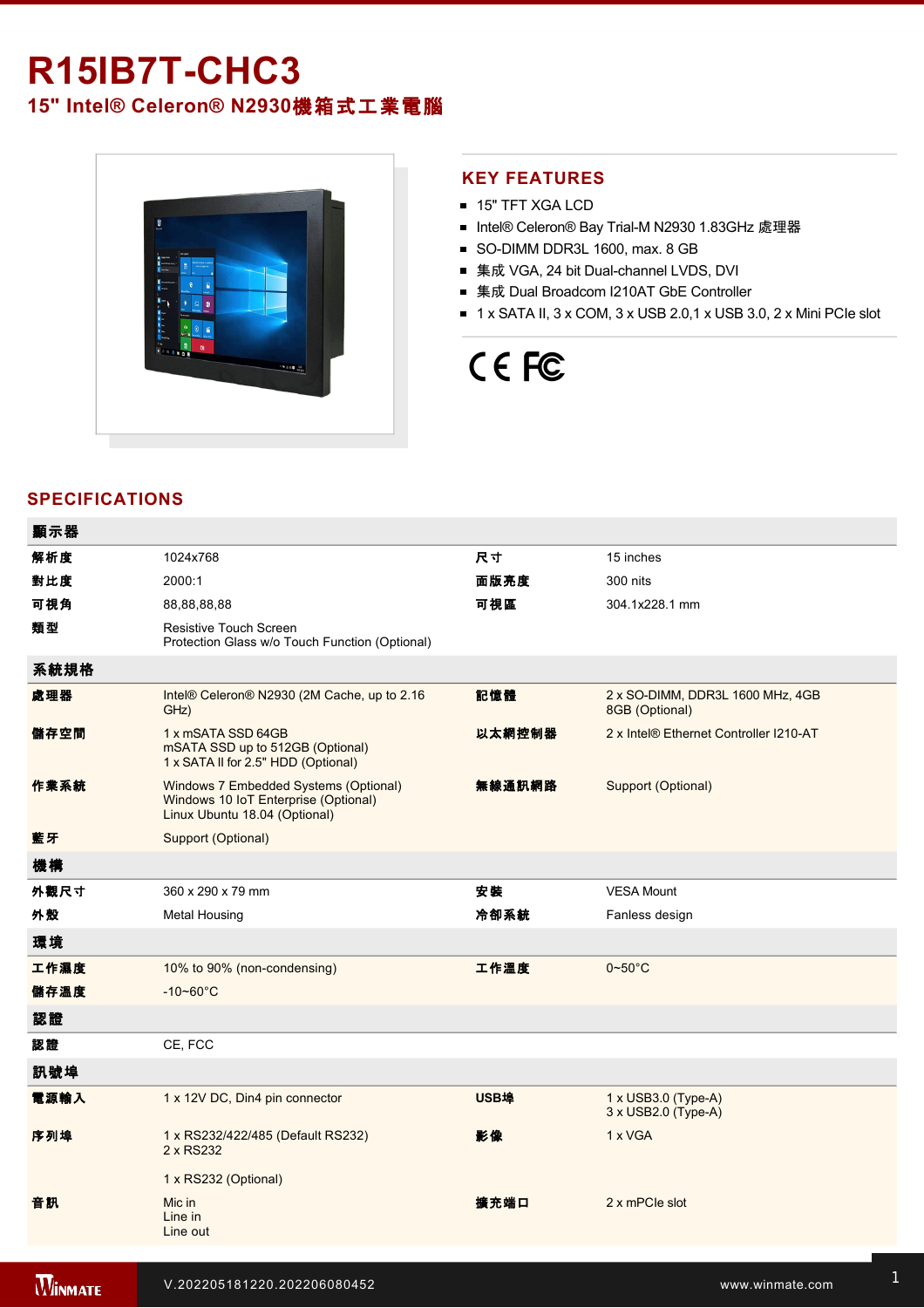# R15IB7T-CHC3

## 15" Intel® Celeron® N2930機箱式工業電腦

## KEY FEATURES

- 15" TFT XGA LCD
- Intel® Celeron® Bay Trial-M N2930 1.83GHz 處理器
- SO-DIMM DDR3L 1600, max. 8 GB
- 集成 VGA, 24 bit Dual-channel LVDS, DVI
- 集成 Dual Broadcom I210AT GbE Controller
- 1 x SATA II, 3 x COM, 3 x USB 2.0,1 x USB 3.0, 2 x Mini PCIe slot

## SPECIFICATIONS

| 顯示器 | | | |
|---|---|---|---|
| 解析度 | 1024x768 | 尺寸 | 15 inches |
| 對比度 | 2000:1 | 面版亮度 | 300 nits |
| 可視角 | 88,88,88,88 | 可視區 | 304.1x228.1 mm |
| 類型 | Resistive Touch Screen<br>Protection Glass w/o Touch Function (Optional) | | |
| **系統規格** | | | |
| 處理器 | Intel® Celeron® N2930 (2M Cache, up to 2.16 GHz) | 記憶體 | 2 x SO-DIMM, DDR3L 1600 MHz, 4GB<br>8GB (Optional) |
| 儲存空間 | 1 x mSATA SSD 64GB<br>mSATA SSD up to 512GB (Optional)<br>1 x SATA II for 2.5" HDD (Optional) | 以太網控制器 | 2 x Intel® Ethernet Controller I210-AT |
| 作業系統 | Windows 7 Embedded Systems (Optional)<br>Windows 10 IoT Enterprise (Optional)<br>Linux Ubuntu 18.04 (Optional) | 無線通訊網路 | Support (Optional) |
| 藍牙 | Support (Optional) | | |
| **機構** | | | |
| 外觀尺寸 | 360 x 290 x 79 mm | 安裝 | VESA Mount |
| 外殼 | Metal Housing | 冷卻系統 | Fanless design |
| **環境** | | | |
| 工作濕度 | 10% to 90% (non-condensing) | 工作溫度 | 0~50°C |
| 儲存溫度 | -10~60°C | | |
| **認證** | | | |
| 認證 | CE, FCC | | |
| **訊號埠** | | | |
| 電源輸入 | 1 x 12V DC, Din4 pin connector | USB埠 | 1 x USB3.0 (Type-A)<br>3 x USB2.0 (Type-A) |
| 序列埠 | 1 x RS232/422/485 (Default RS232)<br>2 x RS232<br><br>1 x RS232 (Optional) | 影像 | 1 x VGA |
| 音訊 | Mic in<br>Line in<br>Line out | 擴充端口 | 2 x mPCIe slot |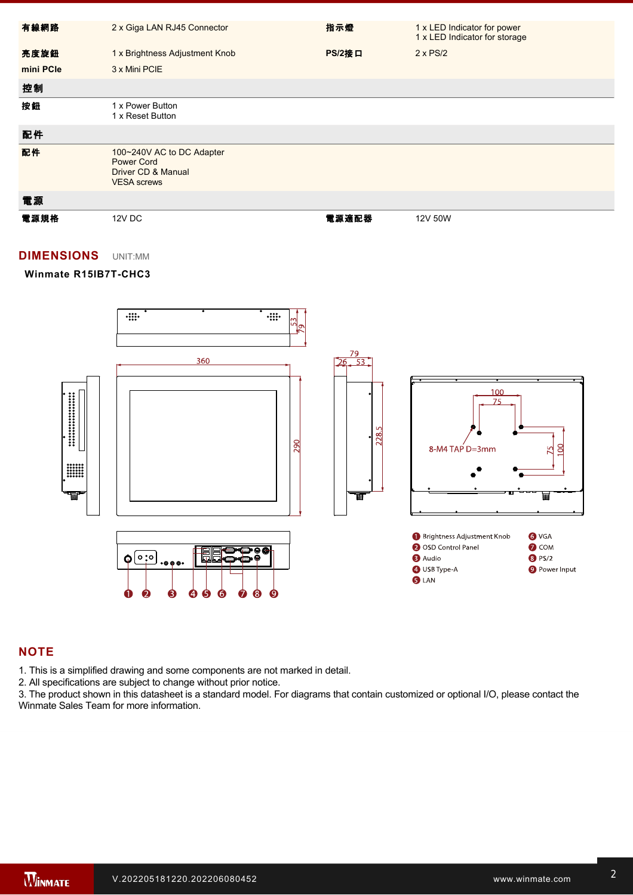| | | | |
|---|---|---|---|
| 有線網路 | 2 x Giga LAN RJ45 Connector | 指示燈 | 1 x LED Indicator for power<br>1 x LED Indicator for storage |
| 亮度旋鈕 | 1 x Brightness Adjustment Knob | PS/2接口 | 2 x PS/2 |
| mini PCIe | 3 x Mini PCIE | | |
| **控制** | | | |
| 按鈕 | 1 x Power Button<br>1 x Reset Button | | |
| **配件** | | | |
| 配件 | 100~240V AC to DC Adapter<br>Power Cord<br>Driver CD & Manual<br>VESA screws | | |
| **電源** | | | |
| 電源規格 | 12V DC | 電源適配器 | 12V 50W |

## DIMENSIONS UNIT:MM

**Winmate R15IB7T-CHC3**

53
79
360
79
26 53
290
228.5
100
75
8-M4 TAP D=3mm
75
100

1 Brightness Adjustment Knob
2 OSD Control Panel
3 Audio
4 USB Type-A
5 LAN
6 VGA
7 COM
8 PS/2
9 Power Input

## NOTE

1. This is a simplified drawing and some components are not marked in detail.
2. All specifications are subject to change without prior notice.
3. The product shown in this datasheet is a standard model. For diagrams that contain customized or optional I/O, please contact the Winmate Sales Team for more information.